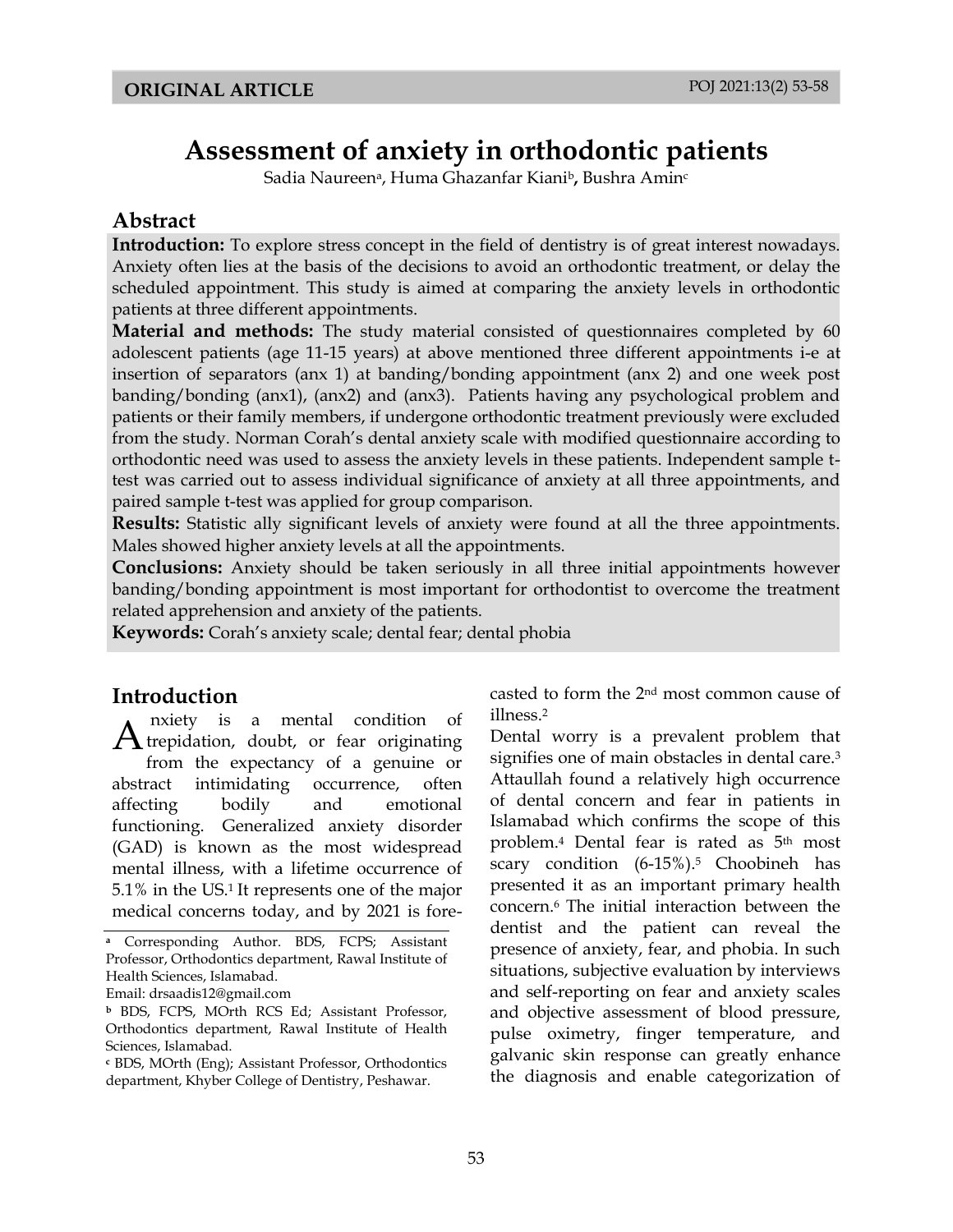ORIGINAL ARTICLE

# Assessment of anxiety in orthodontic patients

Sadia Naureen[a], Huma Ghazanfar Kiani[b], Bushra Amin[c]

## Abstract

**Introduction:** To explore stress concept in the field of dentistry is of great interest nowadays. Anxiety often lies at the basis of the decisions to avoid an orthodontic treatment, or delay the scheduled appointment. This study is aimed at comparing the anxiety levels in orthodontic patients at three different appointments.

**Material and methods:** The study material consisted of questionnaires completed by 60 adolescent patients (age 11-15 years) at above mentioned three different appointments i-e at insertion of separators (anx 1) at banding/bonding appointment (anx 2) and one week post banding/bonding (anx1), (anx2) and (anx3). Patients having any psychological problem and patients or their family members, if undergone orthodontic treatment previously were excluded from the study. Norman Corah's dental anxiety scale with modified questionnaire according to orthodontic need was used to assess the anxiety levels in these patients. Independent sample t-test was carried out to assess individual significance of anxiety at all three appointments, and paired sample t-test was applied for group comparison.

**Results:** Statistic ally significant levels of anxiety were found at all the three appointments. Males showed higher anxiety levels at all the appointments.

**Conclusions:** Anxiety should be taken seriously in all three initial appointments however banding/bonding appointment is most important for orthodontist to overcome the treatment related apprehension and anxiety of the patients.

**Keywords:** Corah's anxiety scale; dental fear; dental phobia

## Introduction

Anxiety is a mental condition of trepidation, doubt, or fear originating from the expectancy of a genuine or abstract intimidating occurrence, often affecting bodily and emotional functioning. Generalized anxiety disorder (GAD) is known as the most widespread mental illness, with a lifetime occurrence of 5.1% in the US.[1] It represents one of the major medical concerns today, and by 2021 is fore-casted to form the 2nd most common cause of illness.[2]

Dental worry is a prevalent problem that signifies one of main obstacles in dental care.[3] Attaullah found a relatively high occurrence of dental concern and fear in patients in Islamabad which confirms the scope of this problem.[4] Dental fear is rated as 5th most scary condition (6-15%).[5] Choobineh has presented it as an important primary health concern.[6] The initial interaction between the dentist and the patient can reveal the presence of anxiety, fear, and phobia. In such situations, subjective evaluation by interviews and self-reporting on fear and anxiety scales and objective assessment of blood pressure, pulse oximetry, finger temperature, and galvanic skin response can greatly enhance the diagnosis and enable categorization of

---

[a] Corresponding Author. BDS, FCPS; Assistant Professor, Orthodontics department, Rawal Institute of Health Sciences, Islamabad.
Email: drsaadis12@gmail.com

[b] BDS, FCPS, MOrth RCS Ed; Assistant Professor, Orthodontics department, Rawal Institute of Health Sciences, Islamabad.

[c] BDS, MOrth (Eng); Assistant Professor, Orthodontics department, Khyber College of Dentistry, Peshawar.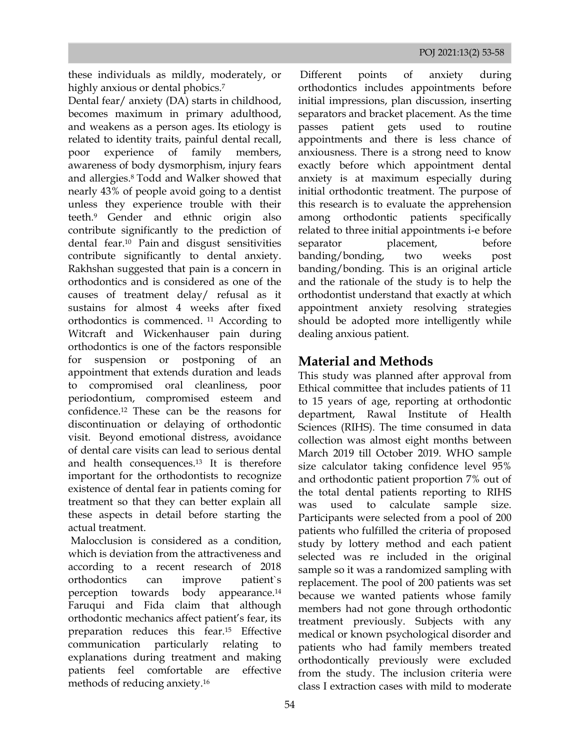these individuals as mildly, moderately, or highly anxious or dental phobics.[7]

Dental fear/ anxiety (DA) starts in childhood, becomes maximum in primary adulthood, and weakens as a person ages. Its etiology is related to identity traits, painful dental recall, poor experience of family members, awareness of body dysmorphism, injury fears and allergies.[8] Todd and Walker showed that nearly 43% of people avoid going to a dentist unless they experience trouble with their teeth.[9] Gender and ethnic origin also contribute significantly to the prediction of dental fear.[10] Pain and disgust sensitivities contribute significantly to dental anxiety. Rakhshan suggested that pain is a concern in orthodontics and is considered as one of the causes of treatment delay/ refusal as it sustains for almost 4 weeks after fixed orthodontics is commenced. [11] According to Witcraft and Wickenhauser pain during orthodontics is one of the factors responsible for suspension or postponing of an appointment that extends duration and leads to compromised oral cleanliness, poor periodontium, compromised esteem and confidence.[12] These can be the reasons for discontinuation or delaying of orthodontic visit. Beyond emotional distress, avoidance of dental care visits can lead to serious dental and health consequences.[13] It is therefore important for the orthodontists to recognize existence of dental fear in patients coming for treatment so that they can better explain all these aspects in detail before starting the actual treatment.

Malocclusion is considered as a condition, which is deviation from the attractiveness and according to a recent research of 2018 orthodontics can improve patient`s perception towards body appearance.[14] Faruqui and Fida claim that although orthodontic mechanics affect patient's fear, its preparation reduces this fear.[15] Effective communication particularly relating to explanations during treatment and making patients feel comfortable are effective methods of reducing anxiety.[16]

Different points of anxiety during orthodontics includes appointments before initial impressions, plan discussion, inserting separators and bracket placement. As the time passes patient gets used to routine appointments and there is less chance of anxiousness. There is a strong need to know exactly before which appointment dental anxiety is at maximum especially during initial orthodontic treatment. The purpose of this research is to evaluate the apprehension among orthodontic patients specifically related to three initial appointments i-e before separator placement, before banding/bonding, two weeks post banding/bonding. This is an original article and the rationale of the study is to help the orthodontist understand that exactly at which appointment anxiety resolving strategies should be adopted more intelligently while dealing anxious patient.

## Material and Methods

This study was planned after approval from Ethical committee that includes patients of 11 to 15 years of age, reporting at orthodontic department, Rawal Institute of Health Sciences (RIHS). The time consumed in data collection was almost eight months between March 2019 till October 2019. WHO sample size calculator taking confidence level 95% and orthodontic patient proportion 7% out of the total dental patients reporting to RIHS was used to calculate sample size. Participants were selected from a pool of 200 patients who fulfilled the criteria of proposed study by lottery method and each patient selected was re included in the original sample so it was a randomized sampling with replacement. The pool of 200 patients was set because we wanted patients whose family members had not gone through orthodontic treatment previously. Subjects with any medical or known psychological disorder and patients who had family members treated orthodontically previously were excluded from the study. The inclusion criteria were class I extraction cases with mild to moderate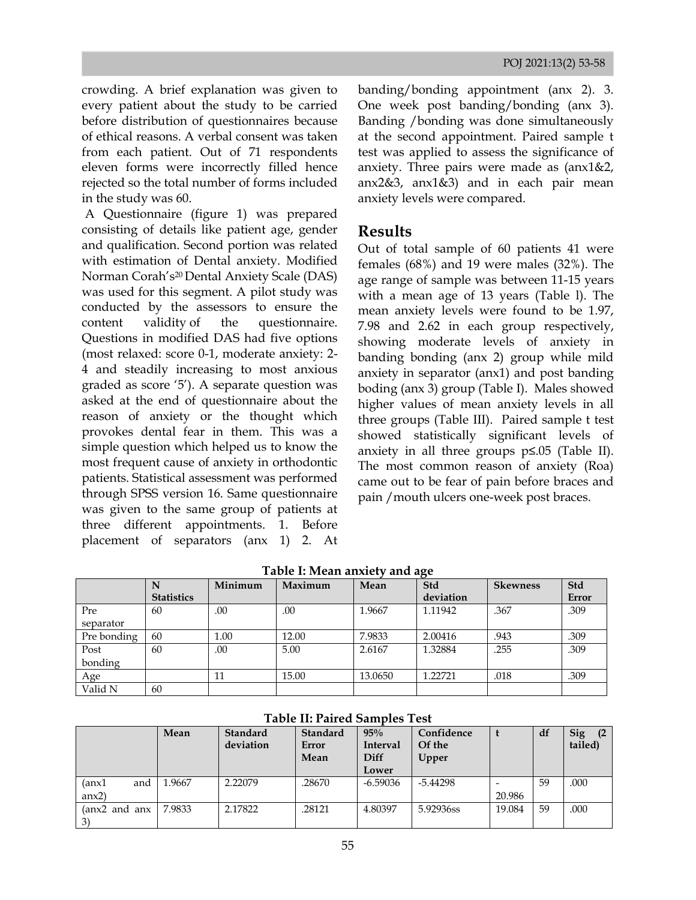crowding. A brief explanation was given to every patient about the study to be carried before distribution of questionnaires because of ethical reasons. A verbal consent was taken from each patient. Out of 71 respondents eleven forms were incorrectly filled hence rejected so the total number of forms included in the study was 60.

A Questionnaire (figure 1) was prepared consisting of details like patient age, gender and qualification. Second portion was related with estimation of Dental anxiety. Modified Norman Corah's[20] Dental Anxiety Scale (DAS) was used for this segment. A pilot study was conducted by the assessors to ensure the content validity of the questionnaire. Questions in modified DAS had five options (most relaxed: score 0-1, moderate anxiety: 2-4 and steadily increasing to most anxious graded as score '5'). A separate question was asked at the end of questionnaire about the reason of anxiety or the thought which provokes dental fear in them. This was a simple question which helped us to know the most frequent cause of anxiety in orthodontic patients. Statistical assessment was performed through SPSS version 16. Same questionnaire was given to the same group of patients at three different appointments. 1. Before placement of separators (anx 1) 2. At banding/bonding appointment (anx 2). 3. One week post banding/bonding (anx 3). Banding /bonding was done simultaneously at the second appointment. Paired sample t test was applied to assess the significance of anxiety. Three pairs were made as (anx1&2, anx2&3, anx1&3) and in each pair mean anxiety levels were compared.

## Results

Out of total sample of 60 patients 41 were females (68%) and 19 were males (32%). The age range of sample was between 11-15 years with a mean age of 13 years (Table l). The mean anxiety levels were found to be 1.97, 7.98 and 2.62 in each group respectively, showing moderate levels of anxiety in banding bonding (anx 2) group while mild anxiety in separator (anx1) and post banding boding (anx 3) group (Table I). Males showed higher values of mean anxiety levels in all three groups (Table III). Paired sample t test showed statistically significant levels of anxiety in all three groups p≤.05 (Table II). The most common reason of anxiety (Roa) came out to be fear of pain before braces and pain /mouth ulcers one-week post braces.

**Table I: Mean anxiety and age**

| | N Statistics | Minimum | Maximum | Mean | Std deviation | Skewness | Std Error |
|---|---|---|---|---|---|---|---|
| Pre separator | 60 | .00 | .00 | 1.9667 | 1.11942 | .367 | .309 |
| Pre bonding | 60 | 1.00 | 12.00 | 7.9833 | 2.00416 | .943 | .309 |
| Post bonding | 60 | .00 | 5.00 | 2.6167 | 1.32884 | .255 | .309 |
| Age | | 11 | 15.00 | 13.0650 | 1.22721 | .018 | .309 |
| Valid N | 60 | | | | | | |

**Table II: Paired Samples Test**

| | Mean | Standard deviation | Standard Error Mean | 95% Interval Diff Lower | Confidence Of the Upper | t | df | Sig (2 tailed) |
|---|---|---|---|---|---|---|---|---|
| (anx1 and anx2) | 1.9667 | 2.22079 | .28670 | -6.59036 | -5.44298 | -20.986 | 59 | .000 |
| (anx2 and anx 3) | 7.9833 | 2.17822 | .28121 | 4.80397 | 5.92936ss | 19.084 | 59 | .000 |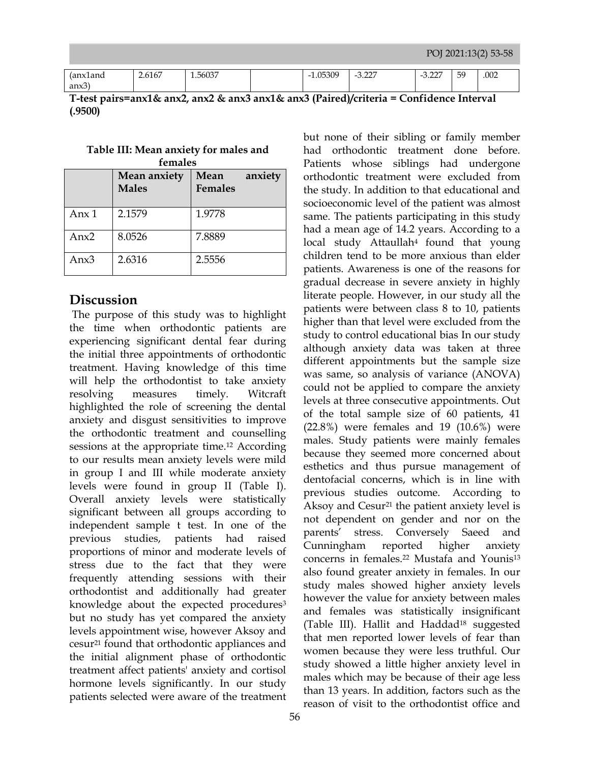| (anx1and anx3) | 2.6167 | 1.56037 | | -1.05309 | -3.227 | -3.227 | 59 | .002 |
|---|---|---|---|---|---|---|---|---|

**T-test pairs=anx1& anx2, anx2 & anx3 anx1& anx3 (Paired)/criteria = Confidence Interval (.9500)**

**Table III: Mean anxiety for males and females**

| | Mean anxiety Males | Mean anxiety Females |
|---|---|---|
| Anx 1 | 2.1579 | 1.9778 |
| Anx2 | 8.0526 | 7.8889 |
| Anx3 | 2.6316 | 2.5556 |

## Discussion

The purpose of this study was to highlight the time when orthodontic patients are experiencing significant dental fear during the initial three appointments of orthodontic treatment. Having knowledge of this time will help the orthodontist to take anxiety resolving measures timely. Witcraft highlighted the role of screening the dental anxiety and disgust sensitivities to improve the orthodontic treatment and counselling sessions at the appropriate time.[12] According to our results mean anxiety levels were mild in group I and III while moderate anxiety levels were found in group II (Table I). Overall anxiety levels were statistically significant between all groups according to independent sample t test. In one of the previous studies, patients had raised proportions of minor and moderate levels of stress due to the fact that they were frequently attending sessions with their orthodontist and additionally had greater knowledge about the expected procedures[3] but no study has yet compared the anxiety levels appointment wise, however Aksoy and cesur[21] found that orthodontic appliances and the initial alignment phase of orthodontic treatment affect patients' anxiety and cortisol hormone levels significantly. In our study patients selected were aware of the treatment but none of their sibling or family member had orthodontic treatment done before. Patients whose siblings had undergone orthodontic treatment were excluded from the study. In addition to that educational and socioeconomic level of the patient was almost same. The patients participating in this study had a mean age of 14.2 years. According to a local study Attaullah[4] found that young children tend to be more anxious than elder patients. Awareness is one of the reasons for gradual decrease in severe anxiety in highly literate people. However, in our study all the patients were between class 8 to 10, patients higher than that level were excluded from the study to control educational bias In our study although anxiety data was taken at three different appointments but the sample size was same, so analysis of variance (ANOVA) could not be applied to compare the anxiety levels at three consecutive appointments. Out of the total sample size of 60 patients, 41 (22.8%) were females and 19 (10.6%) were males. Study patients were mainly females because they seemed more concerned about esthetics and thus pursue management of dentofacial concerns, which is in line with previous studies outcome. According to Aksoy and Cesur[21] the patient anxiety level is not dependent on gender and nor on the parents' stress. Conversely Saeed and Cunningham reported higher anxiety concerns in females.[22] Mustafa and Younis[13] also found greater anxiety in females. In our study males showed higher anxiety levels however the value for anxiety between males and females was statistically insignificant (Table III). Hallit and Haddad[18] suggested that men reported lower levels of fear than women because they were less truthful. Our study showed a little higher anxiety level in males which may be because of their age less than 13 years. In addition, factors such as the reason of visit to the orthodontist office and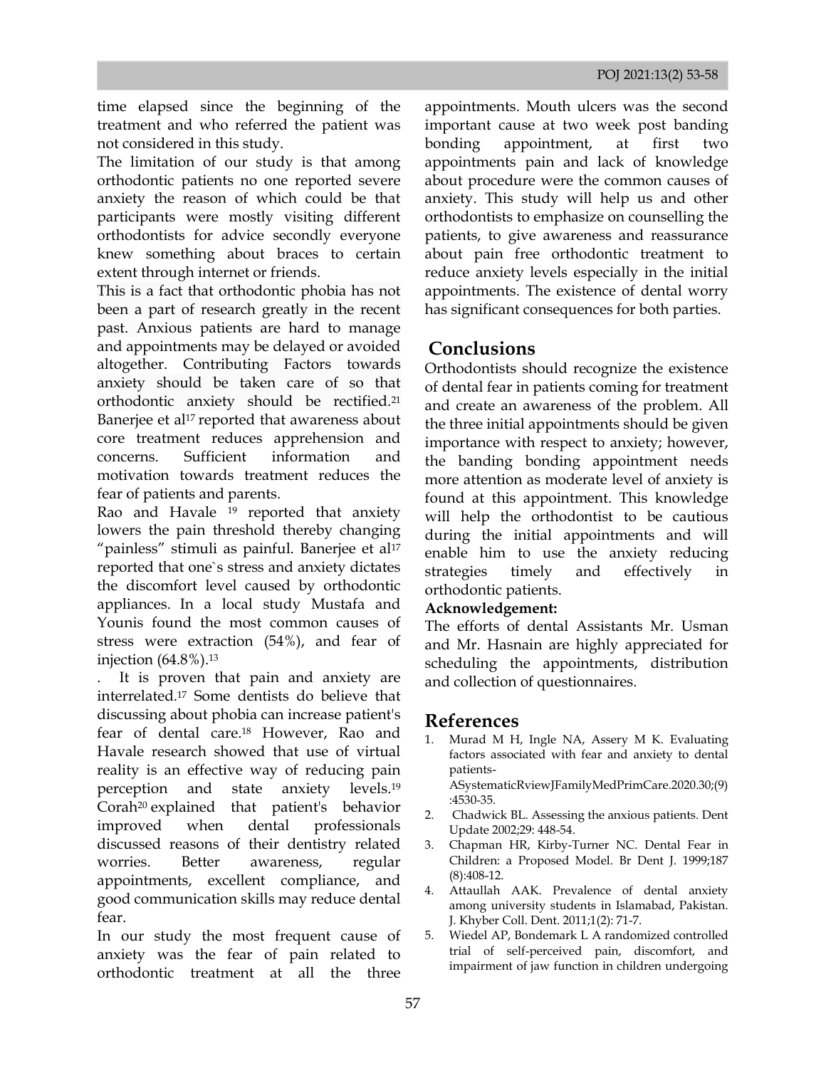time elapsed since the beginning of the treatment and who referred the patient was not considered in this study.

The limitation of our study is that among orthodontic patients no one reported severe anxiety the reason of which could be that participants were mostly visiting different orthodontists for advice secondly everyone knew something about braces to certain extent through internet or friends.

This is a fact that orthodontic phobia has not been a part of research greatly in the recent past. Anxious patients are hard to manage and appointments may be delayed or avoided altogether. Contributing Factors towards anxiety should be taken care of so that orthodontic anxiety should be rectified.[21] Banerjee et al[17] reported that awareness about core treatment reduces apprehension and concerns. Sufficient information and motivation towards treatment reduces the fear of patients and parents.

Rao and Havale [19] reported that anxiety lowers the pain threshold thereby changing "painless" stimuli as painful. Banerjee et al[17] reported that one`s stress and anxiety dictates the discomfort level caused by orthodontic appliances. In a local study Mustafa and Younis found the most common causes of stress were extraction (54%), and fear of injection (64.8%).[13]

. It is proven that pain and anxiety are interrelated.[17] Some dentists do believe that discussing about phobia can increase patient's fear of dental care.[18] However, Rao and Havale research showed that use of virtual reality is an effective way of reducing pain perception and state anxiety levels.[19] Corah[20] explained that patient's behavior improved when dental professionals discussed reasons of their dentistry related worries. Better awareness, regular appointments, excellent compliance, and good communication skills may reduce dental fear.

In our study the most frequent cause of anxiety was the fear of pain related to orthodontic treatment at all the three appointments. Mouth ulcers was the second important cause at two week post banding bonding appointment, at first two appointments pain and lack of knowledge about procedure were the common causes of anxiety. This study will help us and other orthodontists to emphasize on counselling the patients, to give awareness and reassurance about pain free orthodontic treatment to reduce anxiety levels especially in the initial appointments. The existence of dental worry has significant consequences for both parties.

## Conclusions

Orthodontists should recognize the existence of dental fear in patients coming for treatment and create an awareness of the problem. All the three initial appointments should be given importance with respect to anxiety; however, the banding bonding appointment needs more attention as moderate level of anxiety is found at this appointment. This knowledge will help the orthodontist to be cautious during the initial appointments and will enable him to use the anxiety reducing strategies timely and effectively in orthodontic patients.

**Acknowledgement:**

The efforts of dental Assistants Mr. Usman and Mr. Hasnain are highly appreciated for scheduling the appointments, distribution and collection of questionnaires.

## References

1. Murad M H, Ingle NA, Assery M K. Evaluating factors associated with fear and anxiety to dental patients-ASystematicRviewJFamilyMedPrimCare.2020.30;(9):4530-35.
2. Chadwick BL. Assessing the anxious patients. Dent Update 2002;29: 448-54.
3. Chapman HR, Kirby-Turner NC. Dental Fear in Children: a Proposed Model. Br Dent J. 1999;187 (8):408-12.
4. Attaullah AAK. Prevalence of dental anxiety among university students in Islamabad, Pakistan. J. Khyber Coll. Dent. 2011;1(2): 71-7.
5. Wiedel AP, Bondemark L A randomized controlled trial of self-perceived pain, discomfort, and impairment of jaw function in children undergoing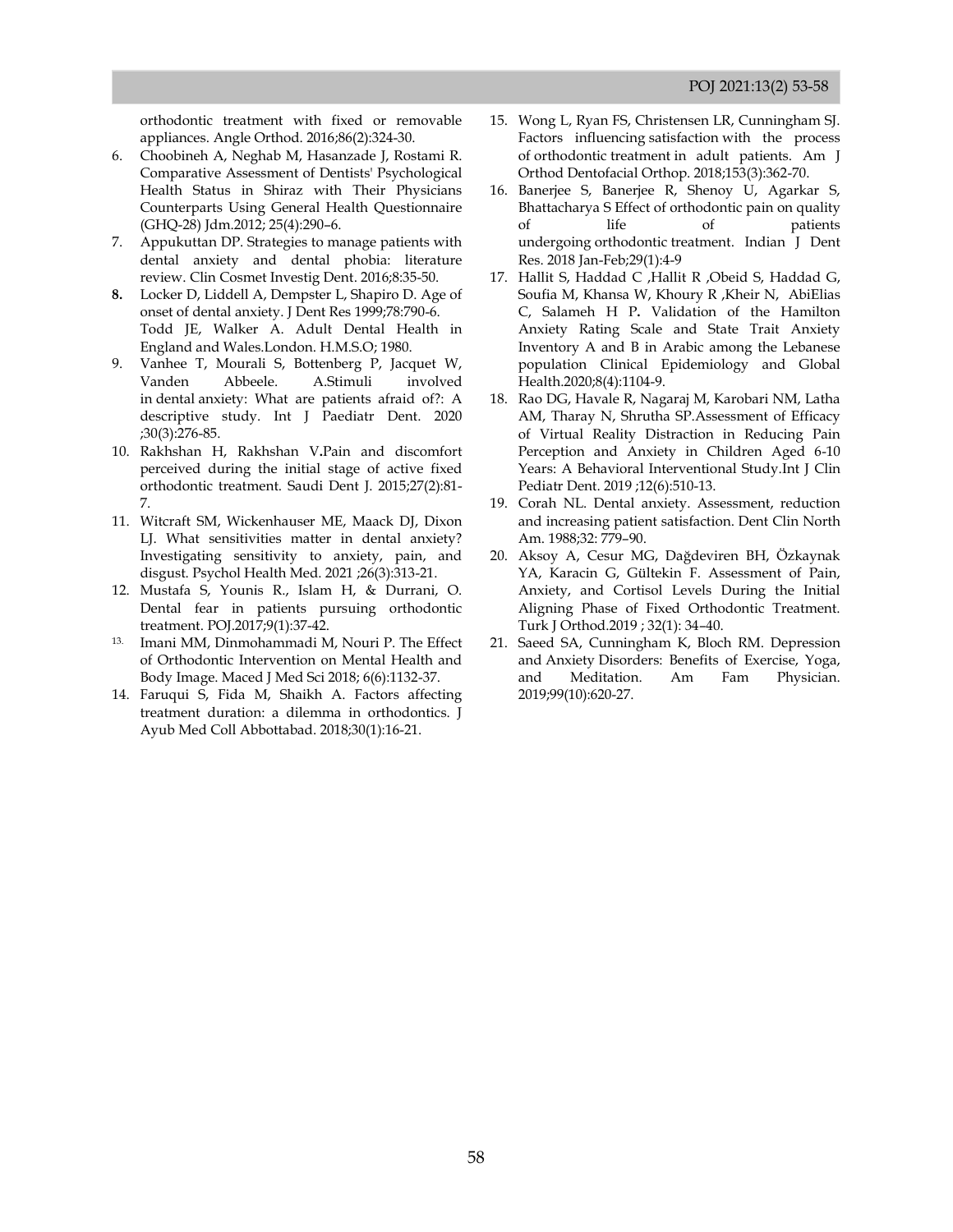orthodontic treatment with fixed or removable appliances. Angle Orthod. 2016;86(2):324-30.

6. Choobineh A, Neghab M, Hasanzade J, Rostami R. Comparative Assessment of Dentists' Psychological Health Status in Shiraz with Their Physicians Counterparts Using General Health Questionnaire (GHQ-28) Jdm.2012; 25(4):290–6.
7. Appukuttan DP. Strategies to manage patients with dental anxiety and dental phobia: literature review. Clin Cosmet Investig Dent. 2016;8:35-50.
8. Locker D, Liddell A, Dempster L, Shapiro D. Age of onset of dental anxiety. J Dent Res 1999;78:790-6. Todd JE, Walker A. Adult Dental Health in England and Wales.London. H.M.S.O; 1980.
9. Vanhee T, Mourali S, Bottenberg P, Jacquet W, Vanden Abbeele. A.Stimuli involved in dental anxiety: What are patients afraid of?: A descriptive study. Int J Paediatr Dent. 2020 ;30(3):276-85.
10. Rakhshan H, Rakhshan V.Pain and discomfort perceived during the initial stage of active fixed orthodontic treatment. Saudi Dent J. 2015;27(2):81-7.
11. Witcraft SM, Wickenhauser ME, Maack DJ, Dixon LJ. What sensitivities matter in dental anxiety? Investigating sensitivity to anxiety, pain, and disgust. Psychol Health Med. 2021 ;26(3):313-21.
12. Mustafa S, Younis R., Islam H, & Durrani, O. Dental fear in patients pursuing orthodontic treatment. POJ.2017;9(1):37-42.
13. Imani MM, Dinmohammadi M, Nouri P. The Effect of Orthodontic Intervention on Mental Health and Body Image. Maced J Med Sci 2018; 6(6):1132-37.
14. Faruqui S, Fida M, Shaikh A. Factors affecting treatment duration: a dilemma in orthodontics. J Ayub Med Coll Abbottabad. 2018;30(1):16-21.
15. Wong L, Ryan FS, Christensen LR, Cunningham SJ. Factors influencing satisfaction with the process of orthodontic treatment in adult patients. Am J Orthod Dentofacial Orthop. 2018;153(3):362-70.
16. Banerjee S, Banerjee R, Shenoy U, Agarkar S, Bhattacharya S Effect of orthodontic pain on quality of life of patients undergoing orthodontic treatment. Indian J Dent Res. 2018 Jan-Feb;29(1):4-9
17. Hallit S, Haddad C ,Hallit R ,Obeid S, Haddad G, Soufia M, Khansa W, Khoury R ,Kheir N, AbiElias C, Salameh H P. Validation of the Hamilton Anxiety Rating Scale and State Trait Anxiety Inventory A and B in Arabic among the Lebanese population Clinical Epidemiology and Global Health.2020;8(4):1104-9.
18. Rao DG, Havale R, Nagaraj M, Karobari NM, Latha AM, Tharay N, Shrutha SP.Assessment of Efficacy of Virtual Reality Distraction in Reducing Pain Perception and Anxiety in Children Aged 6-10 Years: A Behavioral Interventional Study.Int J Clin Pediatr Dent. 2019 ;12(6):510-13.
19. Corah NL. Dental anxiety. Assessment, reduction and increasing patient satisfaction. Dent Clin North Am. 1988;32: 779–90.
20. Aksoy A, Cesur MG, Dağdeviren BH, Özkaynak YA, Karacin G, Gültekin F. Assessment of Pain, Anxiety, and Cortisol Levels During the Initial Aligning Phase of Fixed Orthodontic Treatment. Turk J Orthod.2019 ; 32(1): 34–40.
21. Saeed SA, Cunningham K, Bloch RM. Depression and Anxiety Disorders: Benefits of Exercise, Yoga, and Meditation. Am Fam Physician. 2019;99(10):620-27.